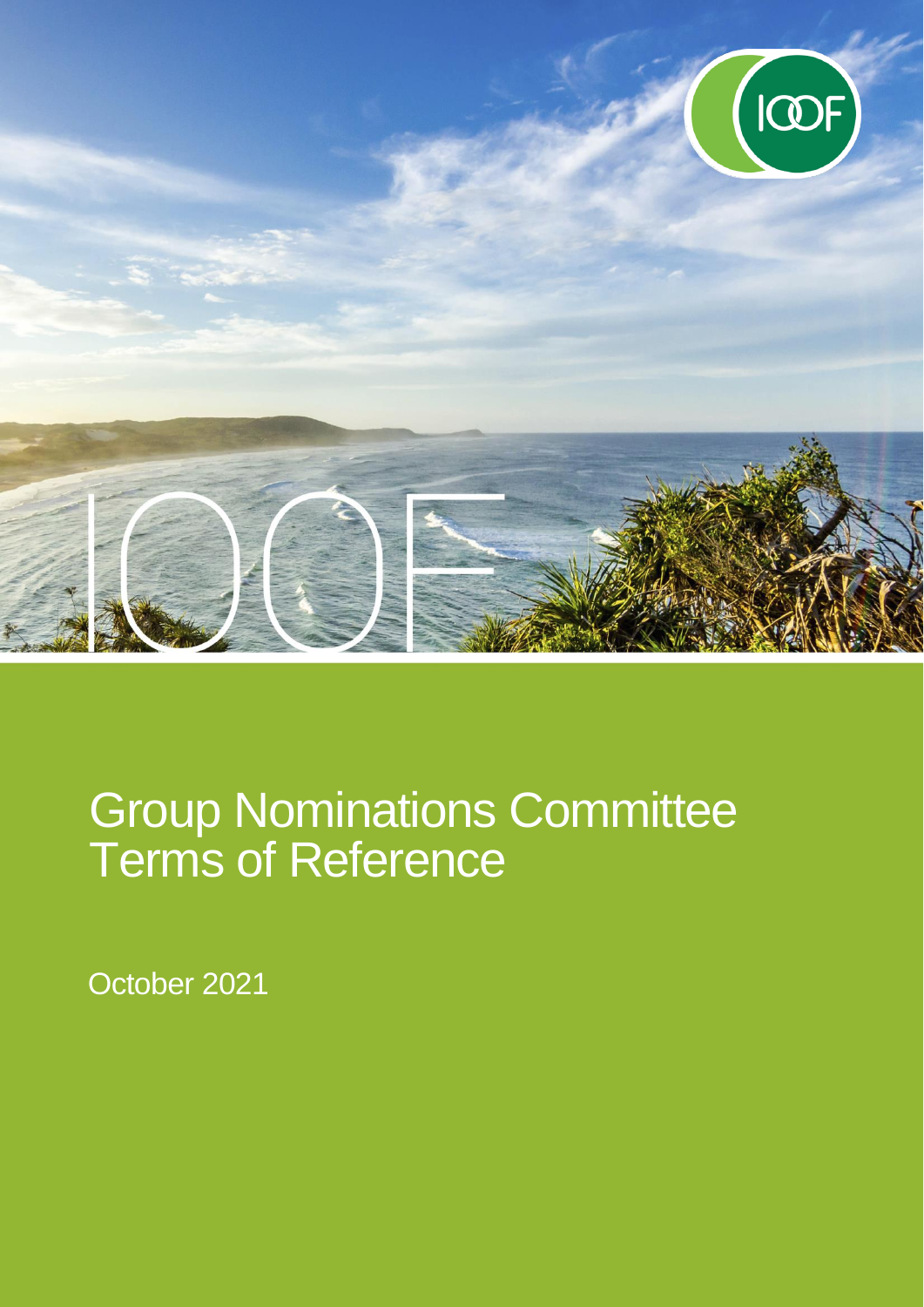# Group Nominations Committee Terms of Reference

October 2021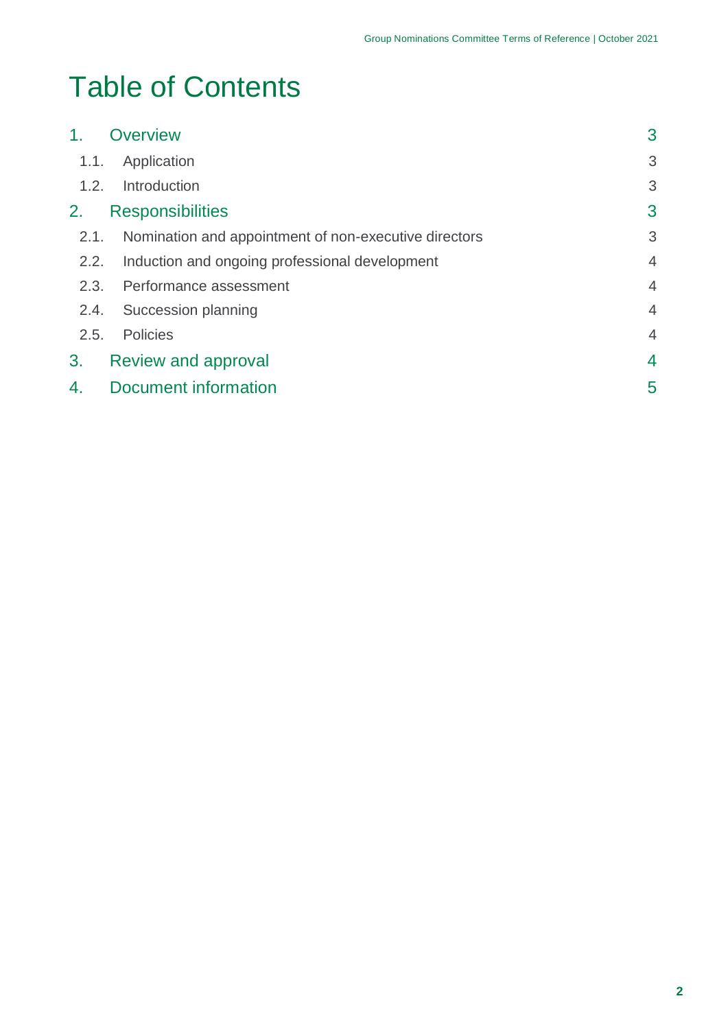# Table of Contents

| | | |
|---|---|---|
| 1. | Overview | 3 |
| 1.1. | Application | 3 |
| 1.2. | Introduction | 3 |
| 2. | Responsibilities | 3 |
| 2.1. | Nomination and appointment of non-executive directors | 3 |
| 2.2. | Induction and ongoing professional development | 4 |
| 2.3. | Performance assessment | 4 |
| 2.4. | Succession planning | 4 |
| 2.5. | Policies | 4 |
| 3. | Review and approval | 4 |
| 4. | Document information | 5 |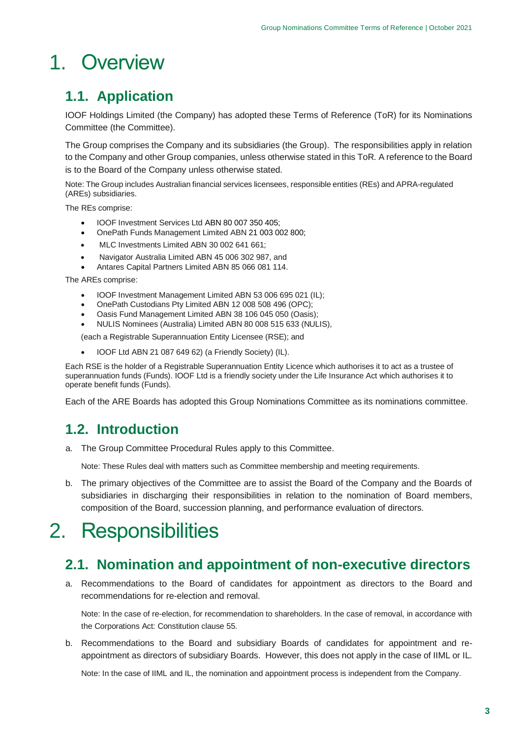# 1. Overview

## 1.1. Application

IOOF Holdings Limited (the Company) has adopted these Terms of Reference (ToR) for its Nominations Committee (the Committee).

The Group comprises the Company and its subsidiaries (the Group). The responsibilities apply in relation to the Company and other Group companies, unless otherwise stated in this ToR. A reference to the Board is to the Board of the Company unless otherwise stated.

Note: The Group includes Australian financial services licensees, responsible entities (REs) and APRA-regulated (AREs) subsidiaries.

The REs comprise:

- IOOF Investment Services Ltd ABN 80 007 350 405;
- OnePath Funds Management Limited ABN 21 003 002 800;
- MLC Investments Limited ABN 30 002 641 661;
- Navigator Australia Limited ABN 45 006 302 987, and
- Antares Capital Partners Limited ABN 85 066 081 114.

The AREs comprise:

- IOOF Investment Management Limited ABN 53 006 695 021 (IL);
- OnePath Custodians Pty Limited ABN 12 008 508 496 (OPC);
- Oasis Fund Management Limited ABN 38 106 045 050 (Oasis);
- NULIS Nominees (Australia) Limited ABN 80 008 515 633 (NULIS),

(each a Registrable Superannuation Entity Licensee (RSE); and

- IOOF Ltd ABN 21 087 649 62) (a Friendly Society) (IL).

Each RSE is the holder of a Registrable Superannuation Entity Licence which authorises it to act as a trustee of superannuation funds (Funds). IOOF Ltd is a friendly society under the Life Insurance Act which authorises it to operate benefit funds (Funds).

Each of the ARE Boards has adopted this Group Nominations Committee as its nominations committee.

## 1.2. Introduction

a. The Group Committee Procedural Rules apply to this Committee.

   Note: These Rules deal with matters such as Committee membership and meeting requirements.

b. The primary objectives of the Committee are to assist the Board of the Company and the Boards of subsidiaries in discharging their responsibilities in relation to the nomination of Board members, composition of the Board, succession planning, and performance evaluation of directors.

# 2. Responsibilities

## 2.1. Nomination and appointment of non-executive directors

a. Recommendations to the Board of candidates for appointment as directors to the Board and recommendations for re-election and removal.

   Note: In the case of re-election, for recommendation to shareholders. In the case of removal, in accordance with the Corporations Act: Constitution clause 55.

b. Recommendations to the Board and subsidiary Boards of candidates for appointment and re-appointment as directors of subsidiary Boards. However, this does not apply in the case of IIML or IL.

   Note: In the case of IIML and IL, the nomination and appointment process is independent from the Company.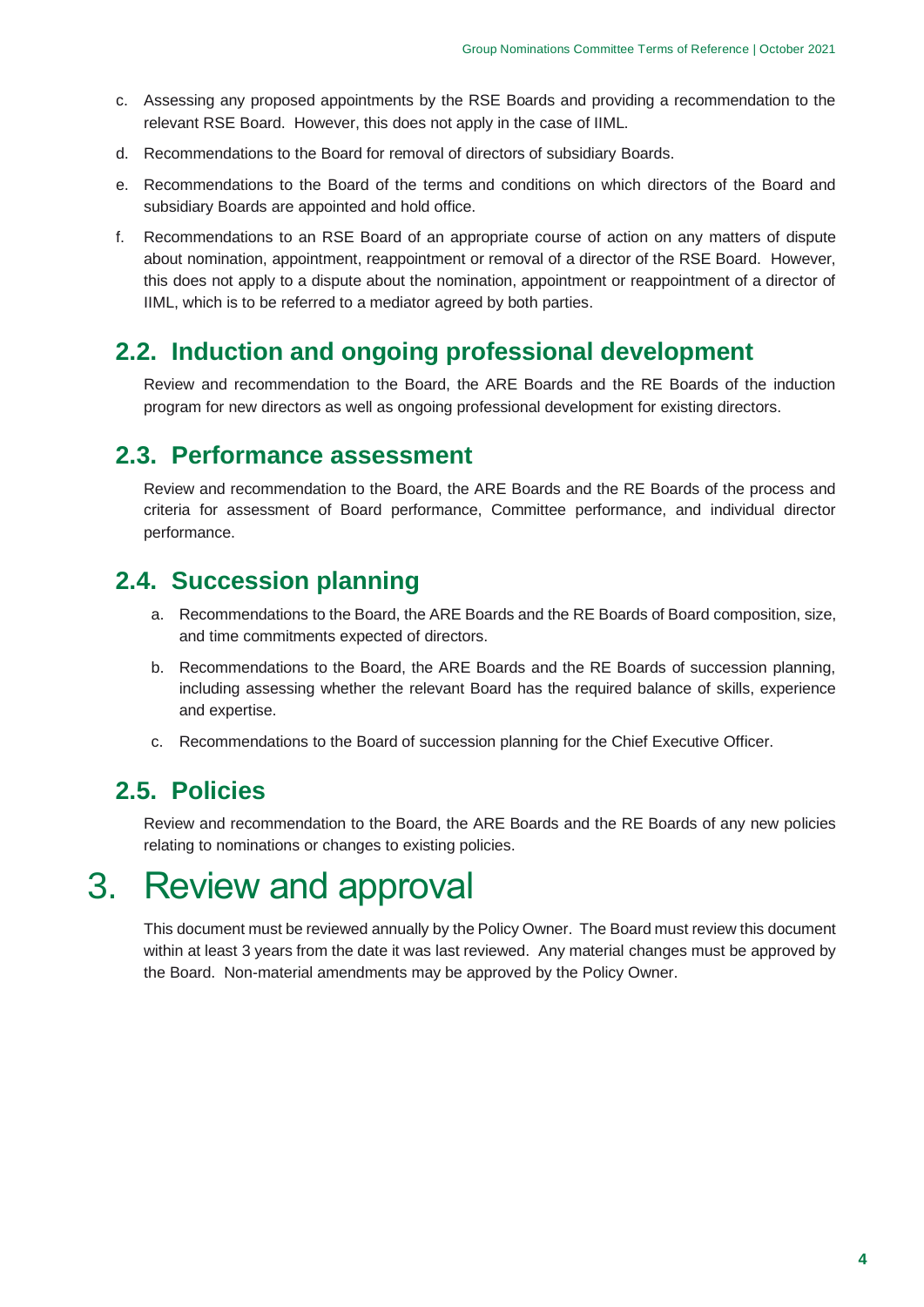c. Assessing any proposed appointments by the RSE Boards and providing a recommendation to the relevant RSE Board. However, this does not apply in the case of IIML.

d. Recommendations to the Board for removal of directors of subsidiary Boards.

e. Recommendations to the Board of the terms and conditions on which directors of the Board and subsidiary Boards are appointed and hold office.

f. Recommendations to an RSE Board of an appropriate course of action on any matters of dispute about nomination, appointment, reappointment or removal of a director of the RSE Board. However, this does not apply to a dispute about the nomination, appointment or reappointment of a director of IIML, which is to be referred to a mediator agreed by both parties.

## 2.2. Induction and ongoing professional development

Review and recommendation to the Board, the ARE Boards and the RE Boards of the induction program for new directors as well as ongoing professional development for existing directors.

## 2.3. Performance assessment

Review and recommendation to the Board, the ARE Boards and the RE Boards of the process and criteria for assessment of Board performance, Committee performance, and individual director performance.

## 2.4. Succession planning

a. Recommendations to the Board, the ARE Boards and the RE Boards of Board composition, size, and time commitments expected of directors.

b. Recommendations to the Board, the ARE Boards and the RE Boards of succession planning, including assessing whether the relevant Board has the required balance of skills, experience and expertise.

c. Recommendations to the Board of succession planning for the Chief Executive Officer.

## 2.5. Policies

Review and recommendation to the Board, the ARE Boards and the RE Boards of any new policies relating to nominations or changes to existing policies.

# 3. Review and approval

This document must be reviewed annually by the Policy Owner. The Board must review this document within at least 3 years from the date it was last reviewed. Any material changes must be approved by the Board. Non-material amendments may be approved by the Policy Owner.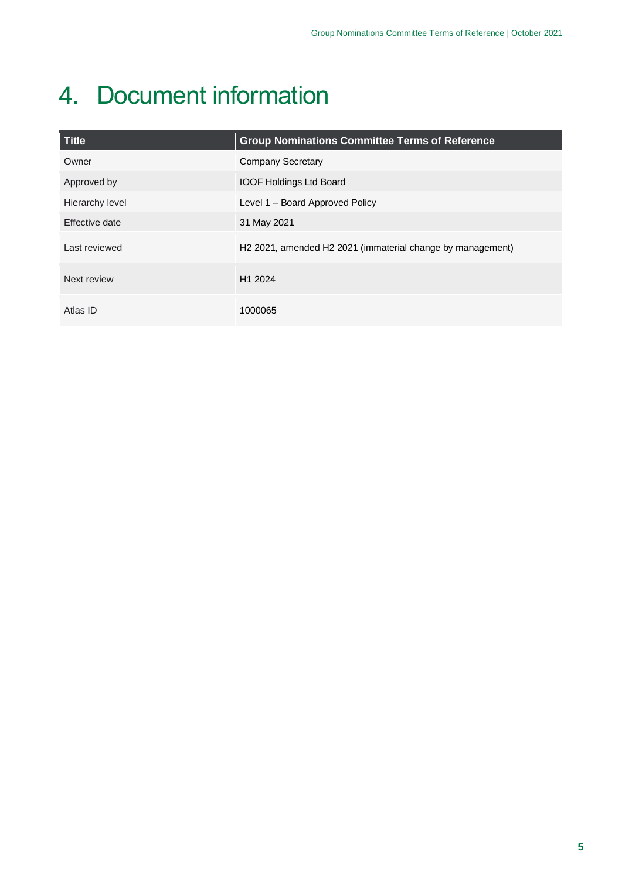# 4. Document information

| Title | Group Nominations Committee Terms of Reference |
| --- | --- |
| Owner | Company Secretary |
| Approved by | IOOF Holdings Ltd Board |
| Hierarchy level | Level 1 – Board Approved Policy |
| Effective date | 31 May 2021 |
| Last reviewed | H2 2021, amended H2 2021 (immaterial change by management) |
| Next review | H1 2024 |
| Atlas ID | 1000065 |